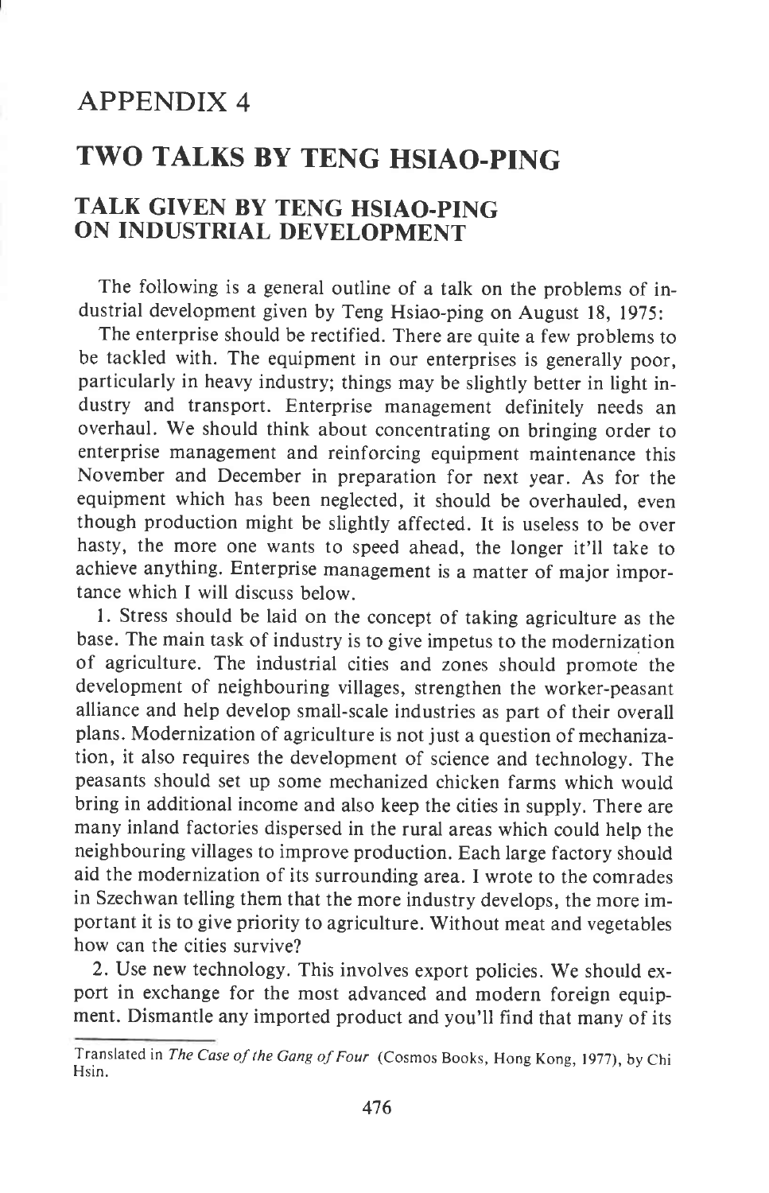# APPENDIX 4

# TWO TALKS BY TENG HSIAO-PING

## TALK GIVEN BY TENG HSIAO-PING ON INDUSTRIAL DEVELOPMENT

The following is a general outline of a talk on the problems of industrial development given by Teng Hsiao-ping on August 18, 1975:

The enterprise should be rectified. There are quite a few problems to be tackled with. The equipment in our enterprises is generally poor, particularly in heavy industry; things may be slightly better in light industry and transport. Enterprise management definitely needs an overhaul. We should think about concentrating on bringing order to enterprise management and reinforcing equipment maintenance this November and December in preparation for next year. As for the equipment which has been neglected, it should be overhauled, even though production might be slightly affected. It is useless to be over hasty, the more one wants to speed ahead, the longer it'll take to achieve anything. Enterprise management is a matter of major importance which I will discuss below.

1. Stress should be laid on the concept of taking agriculture as the base. The main task of industry is to give impetus to the modernization of agriculture. The industrial cities and zones should promote the development of neighbouring villages, strengthen the worker-peasant alliance and help develop small-scale industries as part of their overall plans. Modernization of agriculture is not just a question of mechanization, it also requires the development of science and technology. The peasants should set up some mechanized chicken farms which would bring in additional income and also keep the cities in supply. There are many inland factories dispersed in the rural areas which could help the neighbouring villages to improve production. Each large factory should aid the modernization of its surrounding area. I wrote to the comrades in Szechwan telling them that the more industry develops, the more important it is to give priority to agriculture. Without meat and vegetables how can the cities survive?

2. Use new technology. This involves export policies. We should export in exchange for the most advanced and modern foreign equipment. Dismantle any imported product and you'll find that many of its

---

Translated in *The Case of the Gang of Four* (Cosmos Books, Hong Kong, 1977), by Chi Hsin.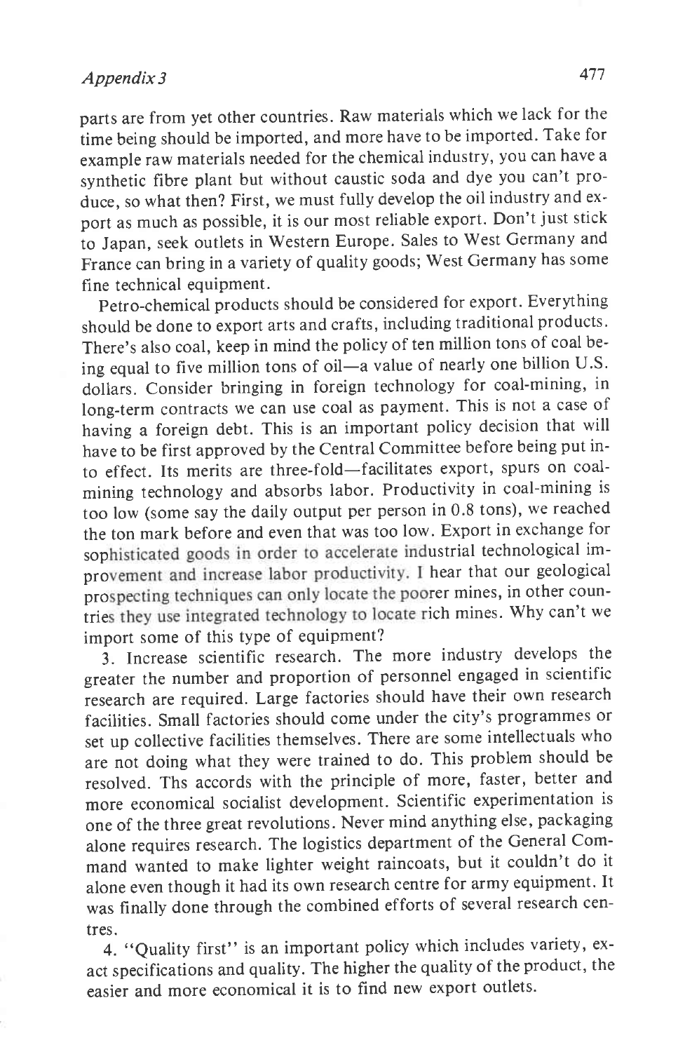parts are from yet other countries. Raw materials which we lack for the time being should be imported, and more have to be imported. Take for example raw materials needed for the chemical industry, you can have a synthetic fibre plant but without caustic soda and dye you can't produce, so what then? First, we must fully develop the oil industry and export as much as possible, it is our most reliable export. Don't just stick to Japan, seek outlets in Western Europe. Sales to West Germany and France can bring in a variety of quality goods; West Germany has some fine technical equipment.

Petro-chemical products should be considered for export. Everything should be done to export arts and crafts, including traditional products. There's also coal, keep in mind the policy of ten million tons of coal being equal to five million tons of oil—a value of nearly one billion U.S. dollars. Consider bringing in foreign technology for coal-mining, in long-term contracts we can use coal as payment. This is not a case of having a foreign debt. This is an important policy decision that will have to be first approved by the Central Committee before being put into effect. Its merits are three-fold—facilitates export, spurs on coal-mining technology and absorbs labor. Productivity in coal-mining is too low (some say the daily output per person in 0.8 tons), we reached the ton mark before and even that was too low. Export in exchange for sophisticated goods in order to accelerate industrial technological improvement and increase labor productivity. I hear that our geological prospecting techniques can only locate the poorer mines, in other countries they use integrated technology to locate rich mines. Why can't we import some of this type of equipment?

3. Increase scientific research. The more industry develops the greater the number and proportion of personnel engaged in scientific research are required. Large factories should have their own research facilities. Small factories should come under the city's programmes or set up collective facilities themselves. There are some intellectuals who are not doing what they were trained to do. This problem should be resolved. Ths accords with the principle of more, faster, better and more economical socialist development. Scientific experimentation is one of the three great revolutions. Never mind anything else, packaging alone requires research. The logistics department of the General Command wanted to make lighter weight raincoats, but it couldn't do it alone even though it had its own research centre for army equipment. It was finally done through the combined efforts of several research centres.

4. "Quality first" is an important policy which includes variety, exact specifications and quality. The higher the quality of the product, the easier and more economical it is to find new export outlets.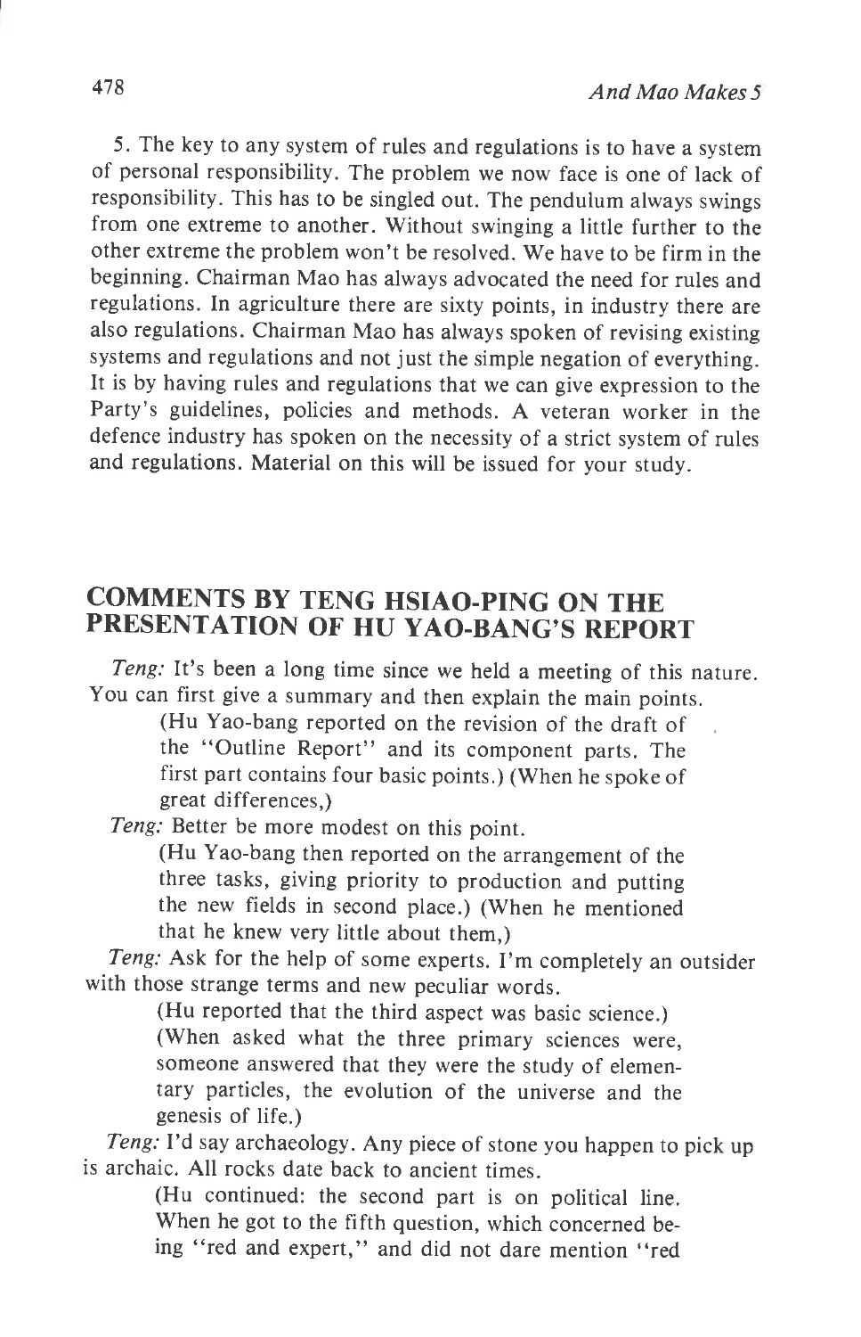5. The key to any system of rules and regulations is to have a system of personal responsibility. The problem we now face is one of lack of responsibility. This has to be singled out. The pendulum always swings from one extreme to another. Without swinging a little further to the other extreme the problem won't be resolved. We have to be firm in the beginning. Chairman Mao has always advocated the need for rules and regulations. In agriculture there are sixty points, in industry there are also regulations. Chairman Mao has always spoken of revising existing systems and regulations and not just the simple negation of everything. It is by having rules and regulations that we can give expression to the Party's guidelines, policies and methods. A veteran worker in the defence industry has spoken on the necessity of a strict system of rules and regulations. Material on this will be issued for your study.

## COMMENTS BY TENG HSIAO-PING ON THE PRESENTATION OF HU YAO-BANG'S REPORT

*Teng:* It's been a long time since we held a meeting of this nature. You can first give a summary and then explain the main points.

> (Hu Yao-bang reported on the revision of the draft of the "Outline Report" and its component parts. The first part contains four basic points.) (When he spoke of great differences,)

*Teng:* Better be more modest on this point.

> (Hu Yao-bang then reported on the arrangement of the three tasks, giving priority to production and putting the new fields in second place.) (When he mentioned that he knew very little about them,)

*Teng:* Ask for the help of some experts. I'm completely an outsider with those strange terms and new peculiar words.

> (Hu reported that the third aspect was basic science.)
> (When asked what the three primary sciences were, someone answered that they were the study of elementary particles, the evolution of the universe and the genesis of life.)

*Teng:* I'd say archaeology. Any piece of stone you happen to pick up is archaic. All rocks date back to ancient times.

> (Hu continued: the second part is on political line. When he got to the fifth question, which concerned being "red and expert," and did not dare mention "red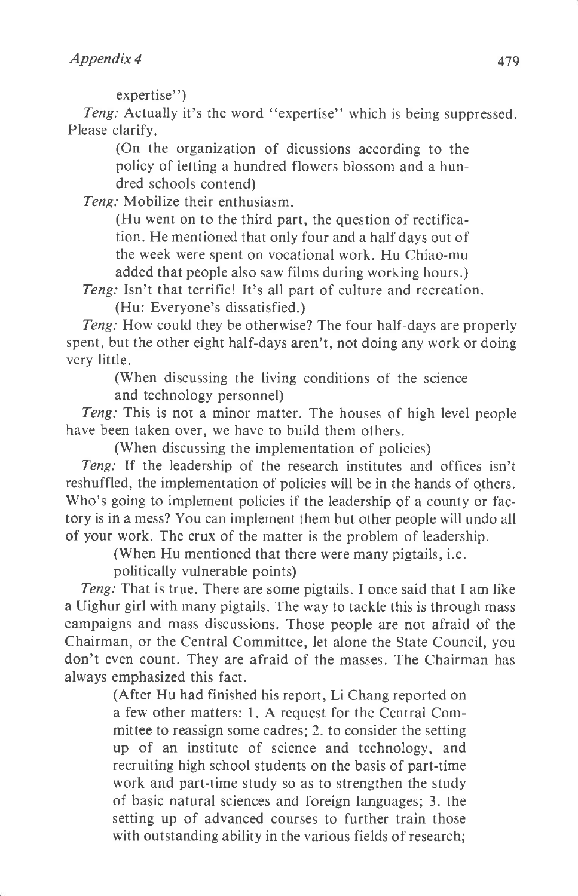expertise")

*Teng:* Actually it's the word "expertise" which is being suppressed. Please clarify.

> (On the organization of dicussions according to the policy of letting a hundred flowers blossom and a hundred schools contend)

*Teng:* Mobilize their enthusiasm.

> (Hu went on to the third part, the question of rectification. He mentioned that only four and a half days out of the week were spent on vocational work. Hu Chiao-mu added that people also saw films during working hours.)

*Teng:* Isn't that terrific! It's all part of culture and recreation.

> (Hu: Everyone's dissatisfied.)

*Teng:* How could they be otherwise? The four half-days are properly spent, but the other eight half-days aren't, not doing any work or doing very little.

> (When discussing the living conditions of the science and technology personnel)

*Teng:* This is not a minor matter. The houses of high level people have been taken over, we have to build them others.

> (When discussing the implementation of policies)

*Teng:* If the leadership of the research institutes and offices isn't reshuffled, the implementation of policies will be in the hands of others. Who's going to implement policies if the leadership of a county or factory is in a mess? You can implement them but other people will undo all of your work. The crux of the matter is the problem of leadership.

> (When Hu mentioned that there were many pigtails, i.e. politically vulnerable points)

*Teng:* That is true. There are some pigtails. I once said that I am like a Uighur girl with many pigtails. The way to tackle this is through mass campaigns and mass discussions. Those people are not afraid of the Chairman, or the Central Committee, let alone the State Council, you don't even count. They are afraid of the masses. The Chairman has always emphasized this fact.

> (After Hu had finished his report, Li Chang reported on a few other matters: 1. A request for the Central Committee to reassign some cadres; 2. to consider the setting up of an institute of science and technology, and recruiting high school students on the basis of part-time work and part-time study so as to strengthen the study of basic natural sciences and foreign languages; 3. the setting up of advanced courses to further train those with outstanding ability in the various fields of research;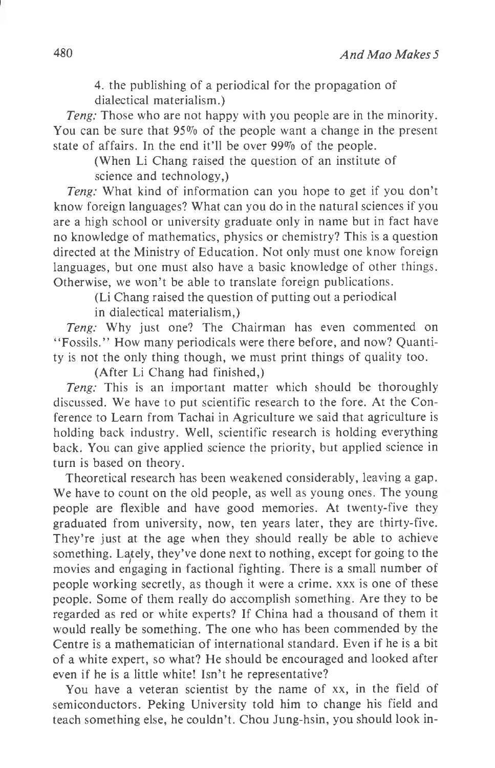4. the publishing of a periodical for the propagation of dialectical materialism.)

*Teng:* Those who are not happy with you people are in the minority. You can be sure that 95% of the people want a change in the present state of affairs. In the end it'll be over 99% of the people.

(When Li Chang raised the question of an institute of science and technology,)

*Teng:* What kind of information can you hope to get if you don't know foreign languages? What can you do in the natural sciences if you are a high school or university graduate only in name but in fact have no knowledge of mathematics, physics or chemistry? This is a question directed at the Ministry of Education. Not only must one know foreign languages, but one must also have a basic knowledge of other things. Otherwise, we won't be able to translate foreign publications.

(Li Chang raised the question of putting out a periodical in dialectical materialism,)

*Teng:* Why just one? The Chairman has even commented on "Fossils." How many periodicals were there before, and now? Quantity is not the only thing though, we must print things of quality too.

(After Li Chang had finished,)

*Teng:* This is an important matter which should be thoroughly discussed. We have to put scientific research to the fore. At the Conference to Learn from Tachai in Agriculture we said that agriculture is holding back industry. Well, scientific research is holding everything back. You can give applied science the priority, but applied science in turn is based on theory.

Theoretical research has been weakened considerably, leaving a gap. We have to count on the old people, as well as young ones. The young people are flexible and have good memories. At twenty-five they graduated from university, now, ten years later, they are thirty-five. They're just at the age when they should really be able to achieve something. Lately, they've done next to nothing, except for going to the movies and engaging in factional fighting. There is a small number of people working secretly, as though it were a crime. xxx is one of these people. Some of them really do accomplish something. Are they to be regarded as red or white experts? If China had a thousand of them it would really be something. The one who has been commended by the Centre is a mathematician of international standard. Even if he is a bit of a white expert, so what? He should be encouraged and looked after even if he is a little white! Isn't he representative?

You have a veteran scientist by the name of xx, in the field of semiconductors. Peking University told him to change his field and teach something else, he couldn't. Chou Jung-hsin, you should look in-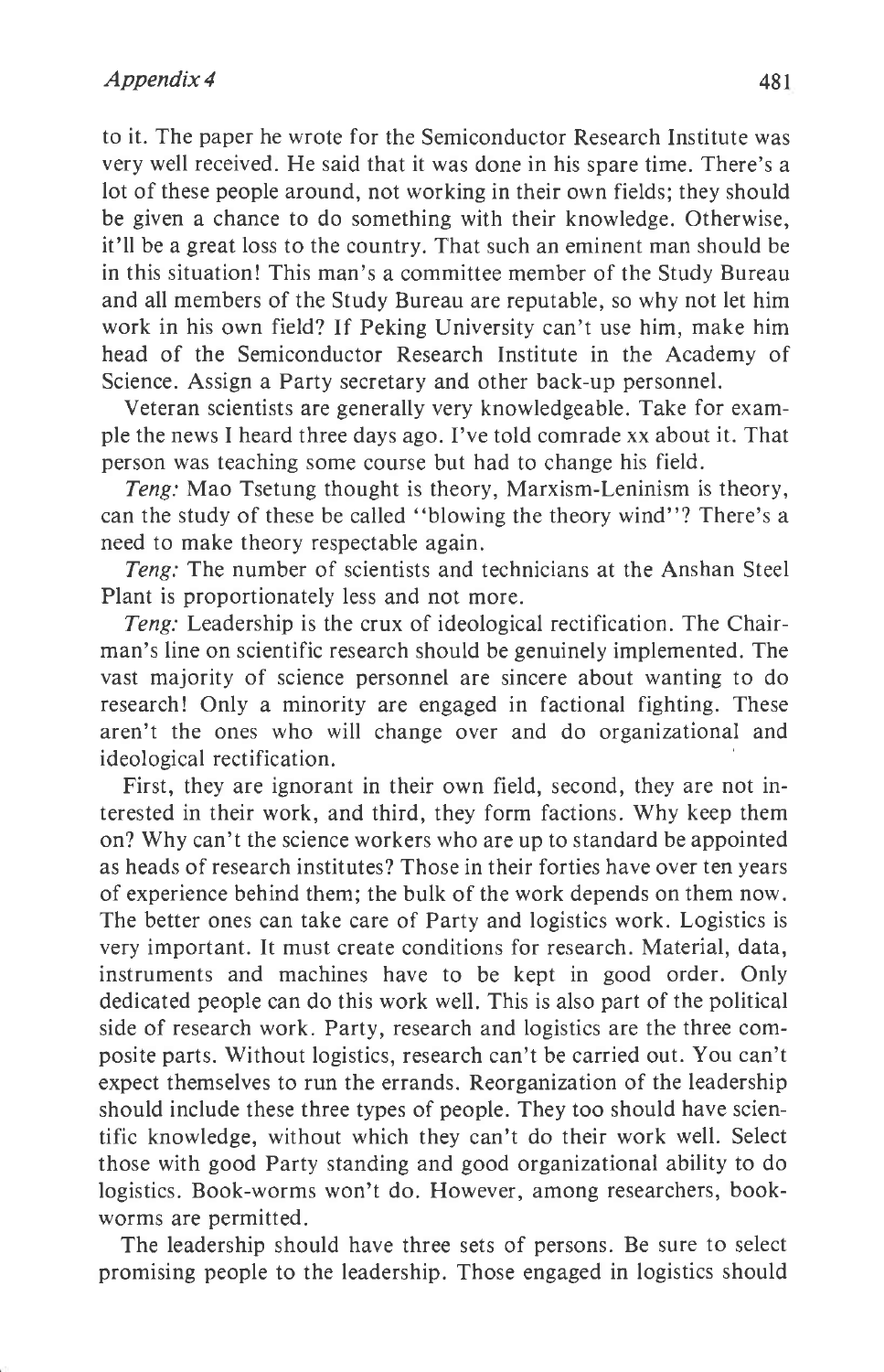to it. The paper he wrote for the Semiconductor Research Institute was very well received. He said that it was done in his spare time. There's a lot of these people around, not working in their own fields; they should be given a chance to do something with their knowledge. Otherwise, it'll be a great loss to the country. That such an eminent man should be in this situation! This man's a committee member of the Study Bureau and all members of the Study Bureau are reputable, so why not let him work in his own field? If Peking University can't use him, make him head of the Semiconductor Research Institute in the Academy of Science. Assign a Party secretary and other back-up personnel.

Veteran scientists are generally very knowledgeable. Take for example the news I heard three days ago. I've told comrade xx about it. That person was teaching some course but had to change his field.

*Teng:* Mao Tsetung thought is theory, Marxism-Leninism is theory, can the study of these be called "blowing the theory wind"? There's a need to make theory respectable again.

*Teng:* The number of scientists and technicians at the Anshan Steel Plant is proportionately less and not more.

*Teng:* Leadership is the crux of ideological rectification. The Chairman's line on scientific research should be genuinely implemented. The vast majority of science personnel are sincere about wanting to do research! Only a minority are engaged in factional fighting. These aren't the ones who will change over and do organizational and ideological rectification.

First, they are ignorant in their own field, second, they are not interested in their work, and third, they form factions. Why keep them on? Why can't the science workers who are up to standard be appointed as heads of research institutes? Those in their forties have over ten years of experience behind them; the bulk of the work depends on them now. The better ones can take care of Party and logistics work. Logistics is very important. It must create conditions for research. Material, data, instruments and machines have to be kept in good order. Only dedicated people can do this work well. This is also part of the political side of research work. Party, research and logistics are the three composite parts. Without logistics, research can't be carried out. You can't expect themselves to run the errands. Reorganization of the leadership should include these three types of people. They too should have scientific knowledge, without which they can't do their work well. Select those with good Party standing and good organizational ability to do logistics. Book-worms won't do. However, among researchers, bookworms are permitted.

The leadership should have three sets of persons. Be sure to select promising people to the leadership. Those engaged in logistics should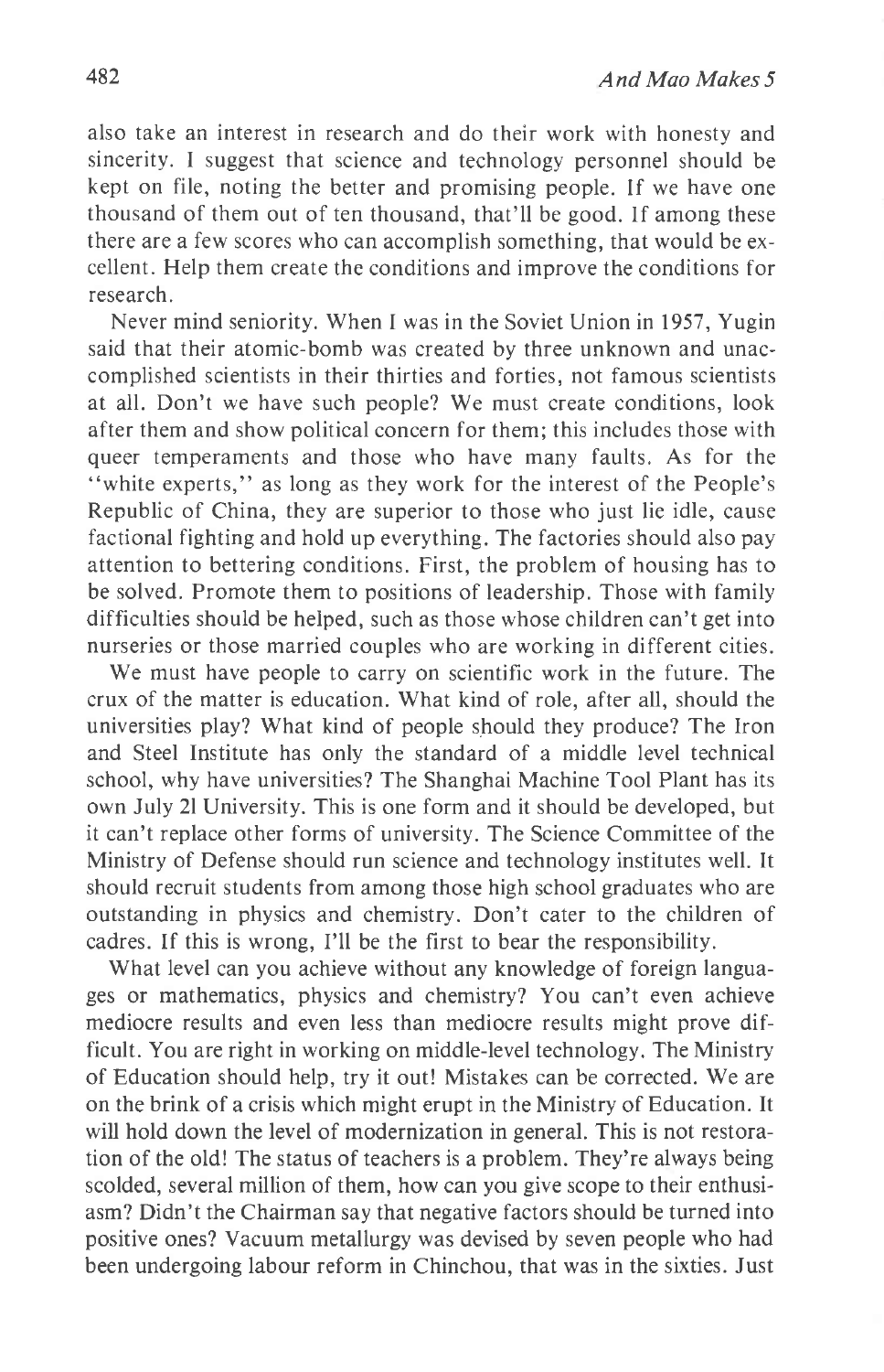also take an interest in research and do their work with honesty and sincerity. I suggest that science and technology personnel should be kept on file, noting the better and promising people. If we have one thousand of them out of ten thousand, that'll be good. If among these there are a few scores who can accomplish something, that would be excellent. Help them create the conditions and improve the conditions for research.

Never mind seniority. When I was in the Soviet Union in 1957, Yugin said that their atomic-bomb was created by three unknown and unaccomplished scientists in their thirties and forties, not famous scientists at all. Don't we have such people? We must create conditions, look after them and show political concern for them; this includes those with queer temperaments and those who have many faults. As for the "white experts," as long as they work for the interest of the People's Republic of China, they are superior to those who just lie idle, cause factional fighting and hold up everything. The factories should also pay attention to bettering conditions. First, the problem of housing has to be solved. Promote them to positions of leadership. Those with family difficulties should be helped, such as those whose children can't get into nurseries or those married couples who are working in different cities.

We must have people to carry on scientific work in the future. The crux of the matter is education. What kind of role, after all, should the universities play? What kind of people should they produce? The Iron and Steel Institute has only the standard of a middle level technical school, why have universities? The Shanghai Machine Tool Plant has its own July 21 University. This is one form and it should be developed, but it can't replace other forms of university. The Science Committee of the Ministry of Defense should run science and technology institutes well. It should recruit students from among those high school graduates who are outstanding in physics and chemistry. Don't cater to the children of cadres. If this is wrong, I'll be the first to bear the responsibility.

What level can you achieve without any knowledge of foreign languages or mathematics, physics and chemistry? You can't even achieve mediocre results and even less than mediocre results might prove difficult. You are right in working on middle-level technology. The Ministry of Education should help, try it out! Mistakes can be corrected. We are on the brink of a crisis which might erupt in the Ministry of Education. It will hold down the level of modernization in general. This is not restoration of the old! The status of teachers is a problem. They're always being scolded, several million of them, how can you give scope to their enthusiasm? Didn't the Chairman say that negative factors should be turned into positive ones? Vacuum metallurgy was devised by seven people who had been undergoing labour reform in Chinchou, that was in the sixties. Just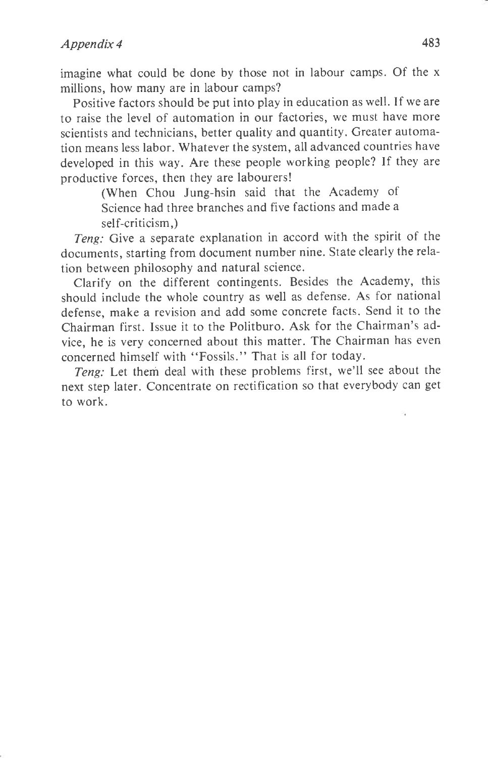imagine what could be done by those not in labour camps. Of the x millions, how many are in labour camps?

Positive factors should be put into play in education as well. If we are to raise the level of automation in our factories, we must have more scientists and technicians, better quality and quantity. Greater automation means less labor. Whatever the system, all advanced countries have developed in this way. Are these people working people? If they are productive forces, then they are labourers!

> (When Chou Jung-hsin said that the Academy of Science had three branches and five factions and made a self-criticism,)

*Teng:* Give a separate explanation in accord with the spirit of the documents, starting from document number nine. State clearly the relation between philosophy and natural science.

Clarify on the different contingents. Besides the Academy, this should include the whole country as well as defense. As for national defense, make a revision and add some concrete facts. Send it to the Chairman first. Issue it to the Politburo. Ask for the Chairman's advice, he is very concerned about this matter. The Chairman has even concerned himself with "Fossils." That is all for today.

*Teng:* Let them deal with these problems first, we'll see about the next step later. Concentrate on rectification so that everybody can get to work.